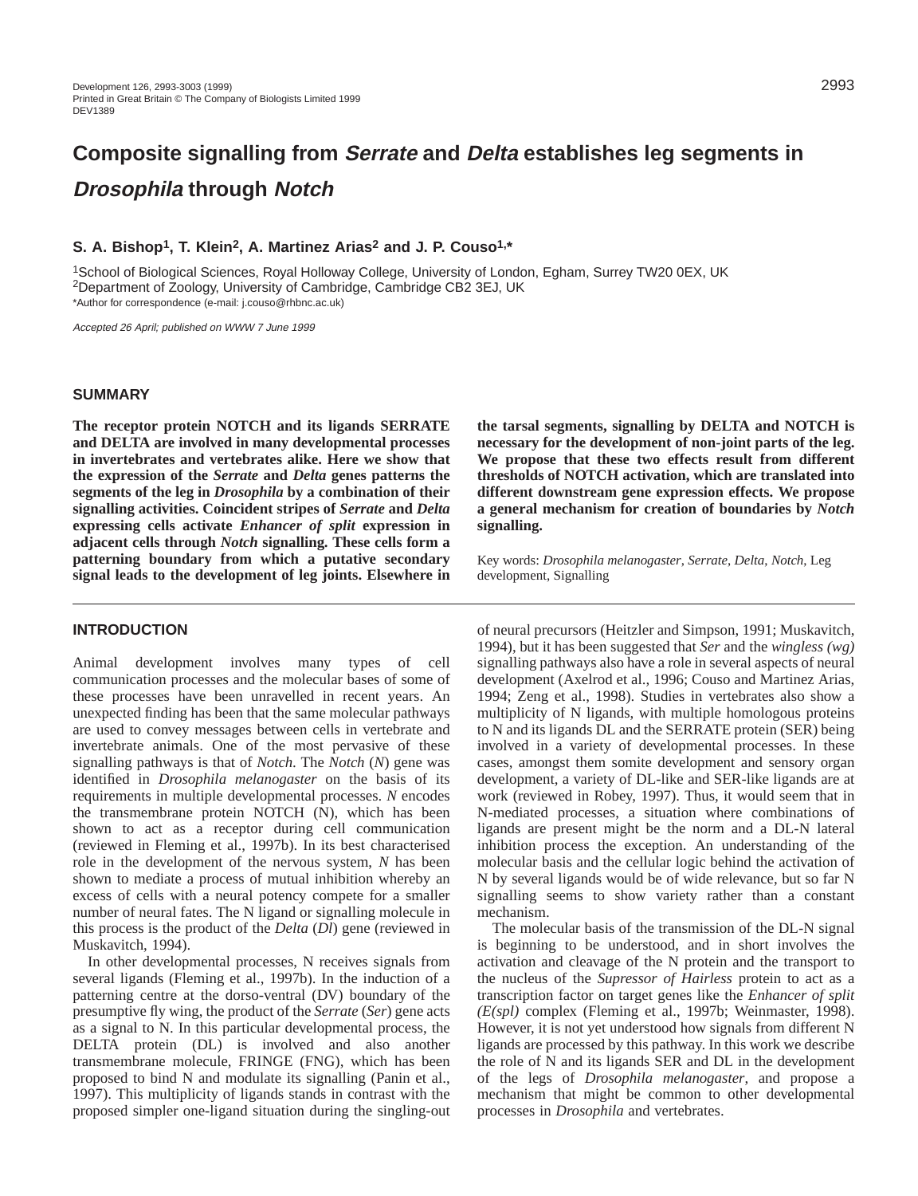# Composite signalling from *Serrate* and *Delta* establishes leg segments in *Drosophila* through *Notch*

**S. A. Bishop[1], T. Klein[2], A. Martinez Arias[2] and J. P. Couso[1,*]**

[1]School of Biological Sciences, Royal Holloway College, University of London, Egham, Surrey TW20 0EX, UK
[2]Department of Zoology, University of Cambridge, Cambridge CB2 3EJ, UK
*Author for correspondence (e-mail: j.couso@rhbnc.ac.uk)

*Accepted 26 April; published on WWW 7 June 1999*

## SUMMARY

**The receptor protein NOTCH and its ligands SERRATE and DELTA are involved in many developmental processes in invertebrates and vertebrates alike. Here we show that the expression of the *Serrate* and *Delta* genes patterns the segments of the leg in *Drosophila* by a combination of their signalling activities. Coincident stripes of *Serrate* and *Delta* expressing cells activate *Enhancer of split* expression in adjacent cells through *Notch* signalling. These cells form a patterning boundary from which a putative secondary signal leads to the development of leg joints. Elsewhere in the tarsal segments, signalling by DELTA and NOTCH is necessary for the development of non-joint parts of the leg. We propose that these two effects result from different thresholds of NOTCH activation, which are translated into different downstream gene expression effects. We propose a general mechanism for creation of boundaries by *Notch* signalling.**

Key words: *Drosophila melanogaster*, *Serrate*, *Delta*, *Notch*, Leg development, Signalling

## INTRODUCTION

Animal development involves many types of cell communication processes and the molecular bases of some of these processes have been unravelled in recent years. An unexpected finding has been that the same molecular pathways are used to convey messages between cells in vertebrate and invertebrate animals. One of the most pervasive of these signalling pathways is that of *Notch*. The *Notch* (*N*) gene was identified in *Drosophila melanogaster* on the basis of its requirements in multiple developmental processes. *N* encodes the transmembrane protein NOTCH (N), which has been shown to act as a receptor during cell communication (reviewed in Fleming et al., 1997b). In its best characterised role in the development of the nervous system, *N* has been shown to mediate a process of mutual inhibition whereby an excess of cells with a neural potency compete for a smaller number of neural fates. The N ligand or signalling molecule in this process is the product of the *Delta* (*Dl*) gene (reviewed in Muskavitch, 1994).

In other developmental processes, N receives signals from several ligands (Fleming et al., 1997b). In the induction of a patterning centre at the dorso-ventral (DV) boundary of the presumptive fly wing, the product of the *Serrate* (*Ser*) gene acts as a signal to N. In this particular developmental process, the DELTA protein (DL) is involved and also another transmembrane molecule, FRINGE (FNG), which has been proposed to bind N and modulate its signalling (Panin et al., 1997). This multiplicity of ligands stands in contrast with the proposed simpler one-ligand situation during the singling-out of neural precursors (Heitzler and Simpson, 1991; Muskavitch, 1994), but it has been suggested that *Ser* and the *wingless (wg)* signalling pathways also have a role in several aspects of neural development (Axelrod et al., 1996; Couso and Martinez Arias, 1994; Zeng et al., 1998). Studies in vertebrates also show a multiplicity of N ligands, with multiple homologous proteins to N and its ligands DL and the SERRATE protein (SER) being involved in a variety of developmental processes. In these cases, amongst them somite development and sensory organ development, a variety of DL-like and SER-like ligands are at work (reviewed in Robey, 1997). Thus, it would seem that in N-mediated processes, a situation where combinations of ligands are present might be the norm and a DL-N lateral inhibition process the exception. An understanding of the molecular basis and the cellular logic behind the activation of N by several ligands would be of wide relevance, but so far N signalling seems to show variety rather than a constant mechanism.

The molecular basis of the transmission of the DL-N signal is beginning to be understood, and in short involves the activation and cleavage of the N protein and the transport to the nucleus of the *Supressor of Hairless* protein to act as a transcription factor on target genes like the *Enhancer of split (E(spl)* complex (Fleming et al., 1997b; Weinmaster, 1998). However, it is not yet understood how signals from different N ligands are processed by this pathway. In this work we describe the role of N and its ligands SER and DL in the development of the legs of *Drosophila melanogaster*, and propose a mechanism that might be common to other developmental processes in *Drosophila* and vertebrates.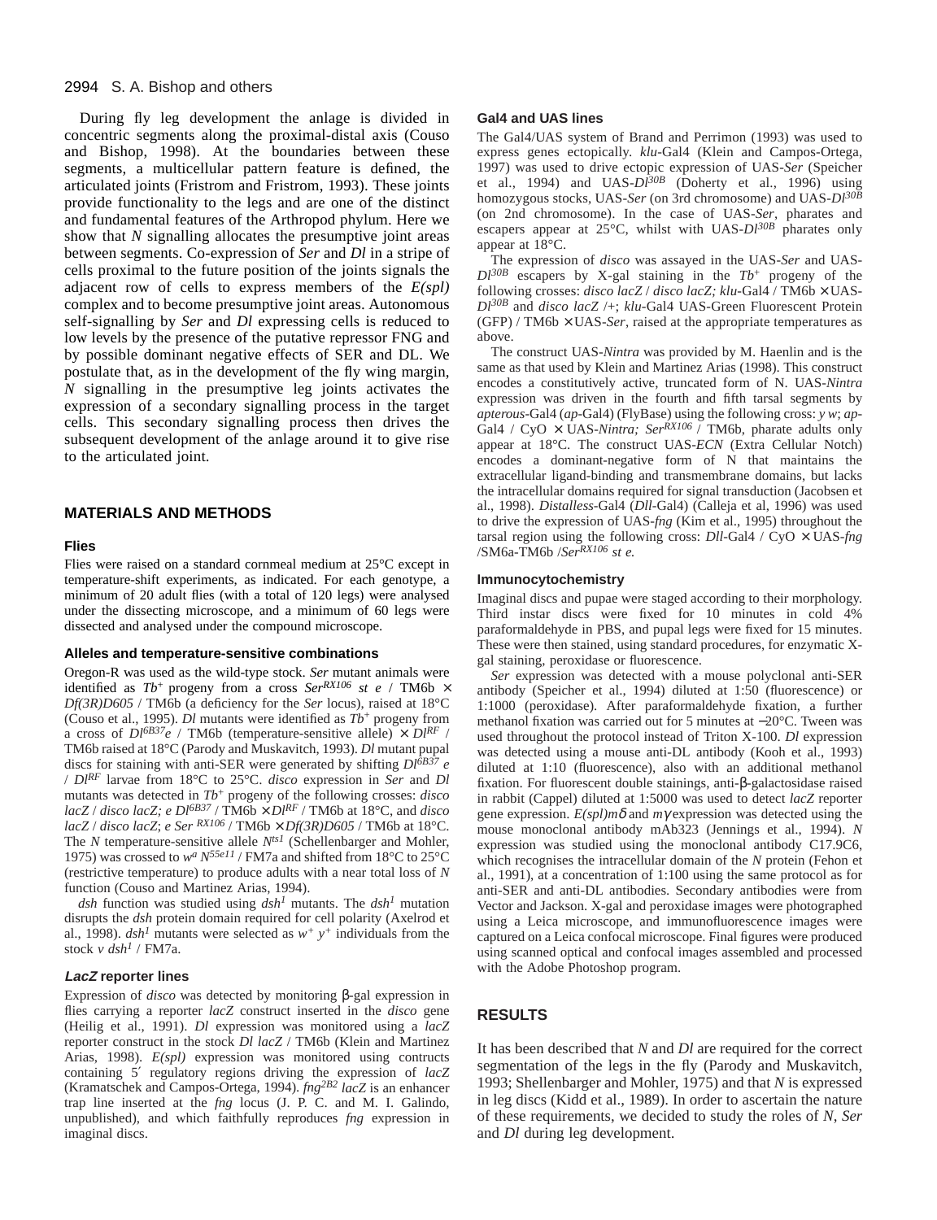During fly leg development the anlage is divided in concentric segments along the proximal-distal axis (Couso and Bishop, 1998). At the boundaries between these segments, a multicellular pattern feature is defined, the articulated joints (Fristrom and Fristrom, 1993). These joints provide functionality to the legs and are one of the distinct and fundamental features of the Arthropod phylum. Here we show that *N* signalling allocates the presumptive joint areas between segments. Co-expression of *Ser* and *Dl* in a stripe of cells proximal to the future position of the joints signals the adjacent row of cells to express members of the *E(spl)* complex and to become presumptive joint areas. Autonomous self-signalling by *Ser* and *Dl* expressing cells is reduced to low levels by the presence of the putative repressor FNG and by possible dominant negative effects of SER and DL. We postulate that, as in the development of the fly wing margin, *N* signalling in the presumptive leg joints activates the expression of a secondary signalling process in the target cells. This secondary signalling process then drives the subsequent development of the anlage around it to give rise to the articulated joint.

## MATERIALS AND METHODS

### Flies

Flies were raised on a standard cornmeal medium at 25°C except in temperature-shift experiments, as indicated. For each genotype, a minimum of 20 adult flies (with a total of 120 legs) were analysed under the dissecting microscope, and a minimum of 60 legs were dissected and analysed under the compound microscope.

### Alleles and temperature-sensitive combinations

Oregon-R was used as the wild-type stock. *Ser* mutant animals were identified as $Tb^+$ progeny from a cross $Ser^{RX106}$ *st e* / TM6b × *Df(3R)D605* / TM6b (a deficiency for the *Ser* locus), raised at 18°C (Couso et al., 1995). *Dl* mutants were identified as $Tb^+$ progeny from a cross of $Dl^{6B37}e$ / TM6b (temperature-sensitive allele) × $Dl^{RF}$ / TM6b raised at 18°C (Parody and Muskavitch, 1993). *Dl* mutant pupal discs for staining with anti-SER were generated by shifting $Dl^{6B37}$ *e* / $Dl^{RF}$ larvae from 18°C to 25°C. *disco* expression in *Ser* and *Dl* mutants was detected in $Tb^+$ progeny of the following crosses: *disco lacZ* / *disco lacZ; e* $Dl^{6B37}$ / TM6b × $Dl^{RF}$ / TM6b at 18°C, and *disco lacZ* / *disco lacZ*; *e Ser* $^{RX106}$ / TM6b × *Df(3R)D605* / TM6b at 18°C. The *N* temperature-sensitive allele $N^{ts1}$ (Schellenbarger and Mohler, 1975) was crossed to $w^a$ $N^{55e11}$ / FM7a and shifted from 18°C to 25°C (restrictive temperature) to produce adults with a near total loss of *N* function (Couso and Martinez Arias, 1994).

*dsh* function was studied using $dsh^1$ mutants. The $dsh^1$ mutation disrupts the *dsh* protein domain required for cell polarity (Axelrod et al., 1998). $dsh^1$ mutants were selected as $w^+$ $y^+$ individuals from the stock *v* $dsh^1$ / FM7a.

### *LacZ* reporter lines

Expression of *disco* was detected by monitoring β-gal expression in flies carrying a reporter *lacZ* construct inserted in the *disco* gene (Heilig et al., 1991). *Dl* expression was monitored using a *lacZ* reporter construct in the stock *Dl lacZ* / TM6b (Klein and Martinez Arias, 1998). *E(spl)* expression was monitored using contructs containing 5′ regulatory regions driving the expression of *lacZ* (Kramatschek and Campos-Ortega, 1994). $fng^{2B2}$ *lacZ* is an enhancer trap line inserted at the *fng* locus (J. P. C. and M. I. Galindo, unpublished), and which faithfully reproduces *fng* expression in imaginal discs.

### Gal4 and UAS lines

The Gal4/UAS system of Brand and Perrimon (1993) was used to express genes ectopically. *klu*-Gal4 (Klein and Campos-Ortega, 1997) was used to drive ectopic expression of UAS-*Ser* (Speicher et al., 1994) and UAS-$Dl^{30B}$ (Doherty et al., 1996) using homozygous stocks, UAS-*Ser* (on 3rd chromosome) and UAS-$Dl^{30B}$ (on 2nd chromosome). In the case of UAS-*Ser*, pharates and escapers appear at 25°C, whilst with UAS-$Dl^{30B}$ pharates only appear at 18°C.

The expression of *disco* was assayed in the UAS-*Ser* and UAS-$Dl^{30B}$ escapers by X-gal staining in the $Tb^+$ progeny of the following crosses: *disco lacZ* / *disco lacZ; klu*-Gal4 / TM6b × UAS-$Dl^{30B}$ and *disco lacZ* /+; *klu*-Gal4 UAS-Green Fluorescent Protein (GFP) / TM6b × UAS-*Ser*, raised at the appropriate temperatures as above.

The construct UAS-*Nintra* was provided by M. Haenlin and is the same as that used by Klein and Martinez Arias (1998). This construct encodes a constitutively active, truncated form of N. UAS-*Nintra* expression was driven in the fourth and fifth tarsal segments by *apterous*-Gal4 (*ap*-Gal4) (FlyBase) using the following cross: *y w*; *ap*-Gal4 / CyO × UAS-*Nintra; Ser*$^{RX106}$ / TM6b, pharate adults only appear at 18°C. The construct UAS-*ECN* (Extra Cellular Notch) encodes a dominant-negative form of N that maintains the extracellular ligand-binding and transmembrane domains, but lacks the intracellular domains required for signal transduction (Jacobsen et al., 1998). *Distalless*-Gal4 (*Dll*-Gal4) (Calleja et al., 1996) was used to drive the expression of UAS-*fng* (Kim et al., 1995) throughout the tarsal region using the following cross: *Dll*-Gal4 / CyO × UAS-*fng* /SM6a-TM6b /*Ser*$^{RX106}$ *st e.*

### Immunocytochemistry

Imaginal discs and pupae were staged according to their morphology. Third instar discs were fixed for 10 minutes in cold 4% paraformaldehyde in PBS, and pupal legs were fixed for 15 minutes. These were then stained, using standard procedures, for enzymatic X-gal staining, peroxidase or fluorescence.

*Ser* expression was detected with a mouse polyclonal anti-SER antibody (Speicher et al., 1994) diluted at 1:50 (fluorescence) or 1:1000 (peroxidase). After paraformaldehyde fixation, a further methanol fixation was carried out for 5 minutes at −20°C. Tween was used throughout the protocol instead of Triton X-100. *Dl* expression was detected using a mouse anti-DL antibody (Kooh et al., 1993) diluted at 1:10 (fluorescence), also with an additional methanol fixation. For fluorescent double stainings, anti-β-galactosidase raised in rabbit (Cappel) diluted at 1:5000 was used to detect *lacZ* reporter gene expression. *E(spl)m*δ and *m*γ expression was detected using the mouse monoclonal antibody mAb323 (Jennings et al., 1994). *N* expression was studied using the monoclonal antibody C17.9C6, which recognises the intracellular domain of the *N* protein (Fehon et al., 1991), at a concentration of 1:100 using the same protocol as for anti-SER and anti-DL antibodies. Secondary antibodies were from Vector and Jackson. X-gal and peroxidase images were photographed using a Leica microscope, and immunofluorescence images were captured on a Leica confocal microscope. Final figures were produced using scanned optical and confocal images assembled and processed with the Adobe Photoshop program.

## RESULTS

It has been described that *N* and *Dl* are required for the correct segmentation of the legs in the fly (Parody and Muskavitch, 1993; Shellenbarger and Mohler, 1975) and that *N* is expressed in leg discs (Kidd et al., 1989). In order to ascertain the nature of these requirements, we decided to study the roles of *N*, *Ser* and *Dl* during leg development.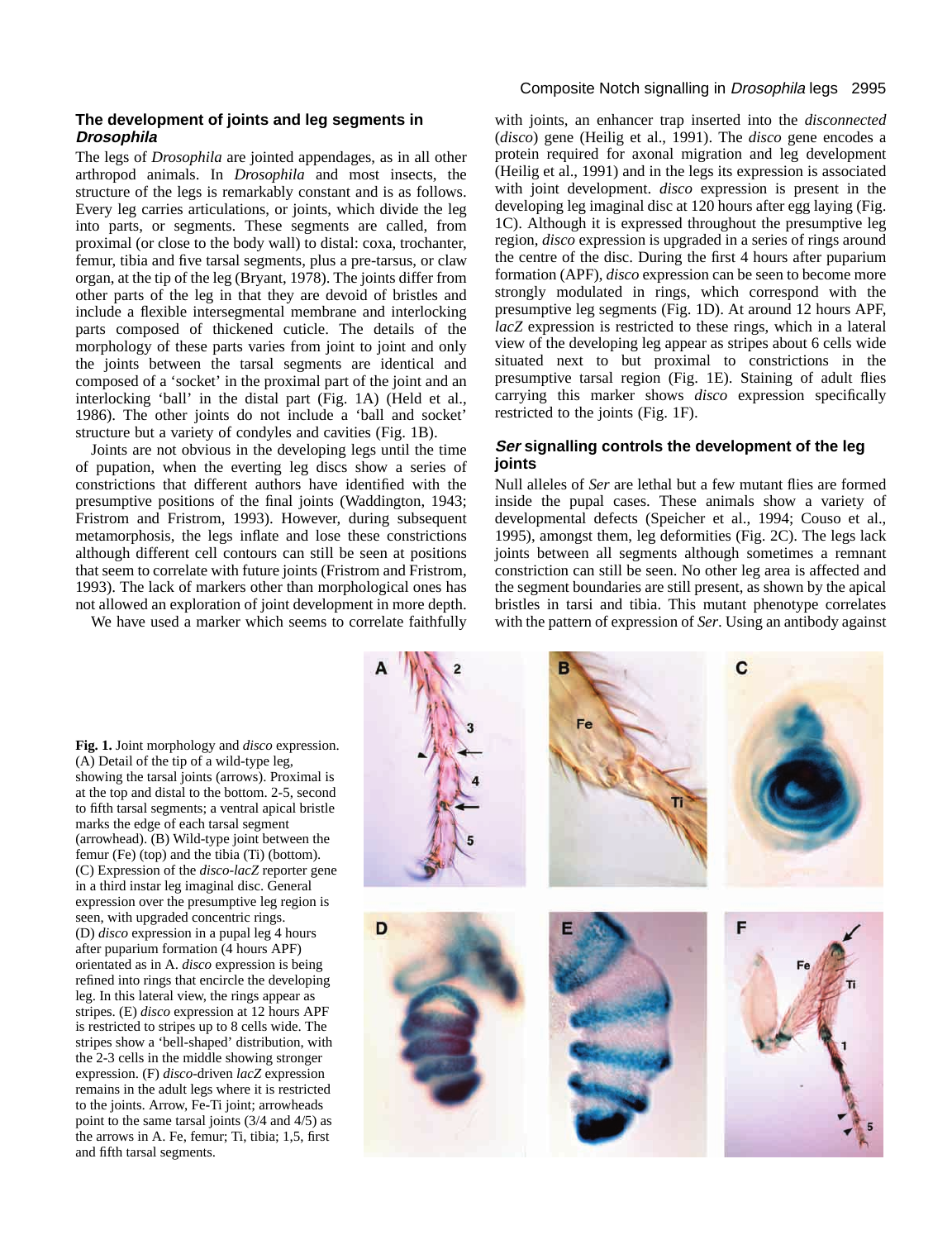## The development of joints and leg segments in *Drosophila*

The legs of *Drosophila* are jointed appendages, as in all other arthropod animals. In *Drosophila* and most insects, the structure of the legs is remarkably constant and is as follows. Every leg carries articulations, or joints, which divide the leg into parts, or segments. These segments are called, from proximal (or close to the body wall) to distal: coxa, trochanter, femur, tibia and five tarsal segments, plus a pre-tarsus, or claw organ, at the tip of the leg (Bryant, 1978). The joints differ from other parts of the leg in that they are devoid of bristles and include a flexible intersegmental membrane and interlocking parts composed of thickened cuticle. The details of the morphology of these parts varies from joint to joint and only the joints between the tarsal segments are identical and composed of a 'socket' in the proximal part of the joint and an interlocking 'ball' in the distal part (Fig. 1A) (Held et al., 1986). The other joints do not include a 'ball and socket' structure but a variety of condyles and cavities (Fig. 1B).

Joints are not obvious in the developing legs until the time of pupation, when the everting leg discs show a series of constrictions that different authors have identified with the presumptive positions of the final joints (Waddington, 1943; Fristrom and Fristrom, 1993). However, during subsequent metamorphosis, the legs inflate and lose these constrictions although different cell contours can still be seen at positions that seem to correlate with future joints (Fristrom and Fristrom, 1993). The lack of markers other than morphological ones has not allowed an exploration of joint development in more depth.

We have used a marker which seems to correlate faithfully with joints, an enhancer trap inserted into the *disconnected* (*disco*) gene (Heilig et al., 1991). The *disco* gene encodes a protein required for axonal migration and leg development (Heilig et al., 1991) and in the legs its expression is associated with joint development. *disco* expression is present in the developing leg imaginal disc at 120 hours after egg laying (Fig. 1C). Although it is expressed throughout the presumptive leg region, *disco* expression is upgraded in a series of rings around the centre of the disc. During the first 4 hours after puparium formation (APF), *disco* expression can be seen to become more strongly modulated in rings, which correspond with the presumptive leg segments (Fig. 1D). At around 12 hours APF, *lacZ* expression is restricted to these rings, which in a lateral view of the developing leg appear as stripes about 6 cells wide situated next to but proximal to constrictions in the presumptive tarsal region (Fig. 1E). Staining of adult flies carrying this marker shows *disco* expression specifically restricted to the joints (Fig. 1F).

## *Ser* signalling controls the development of the leg joints

Null alleles of *Ser* are lethal but a few mutant flies are formed inside the pupal cases. These animals show a variety of developmental defects (Speicher et al., 1994; Couso et al., 1995), amongst them, leg deformities (Fig. 2C). The legs lack joints between all segments although sometimes a remnant constriction can still be seen. No other leg area is affected and the segment boundaries are still present, as shown by the apical bristles in tarsi and tibia. This mutant phenotype correlates with the pattern of expression of *Ser*. Using an antibody against

**Fig. 1.** Joint morphology and *disco* expression. (A) Detail of the tip of a wild-type leg, showing the tarsal joints (arrows). Proximal is at the top and distal to the bottom. 2-5, second to fifth tarsal segments; a ventral apical bristle marks the edge of each tarsal segment (arrowhead). (B) Wild-type joint between the femur (Fe) (top) and the tibia (Ti) (bottom). (C) Expression of the *disco-lacZ* reporter gene in a third instar leg imaginal disc. General expression over the presumptive leg region is seen, with upgraded concentric rings. (D) *disco* expression in a pupal leg 4 hours after puparium formation (4 hours APF) orientated as in A. *disco* expression is being refined into rings that encircle the developing leg. In this lateral view, the rings appear as stripes. (E) *disco* expression at 12 hours APF is restricted to stripes up to 8 cells wide. The stripes show a 'bell-shaped' distribution, with the 2-3 cells in the middle showing stronger expression. (F) *disco*-driven *lacZ* expression remains in the adult legs where it is restricted to the joints. Arrow, Fe-Ti joint; arrowheads point to the same tarsal joints (3/4 and 4/5) as the arrows in A. Fe, femur; Ti, tibia; 1,5, first and fifth tarsal segments.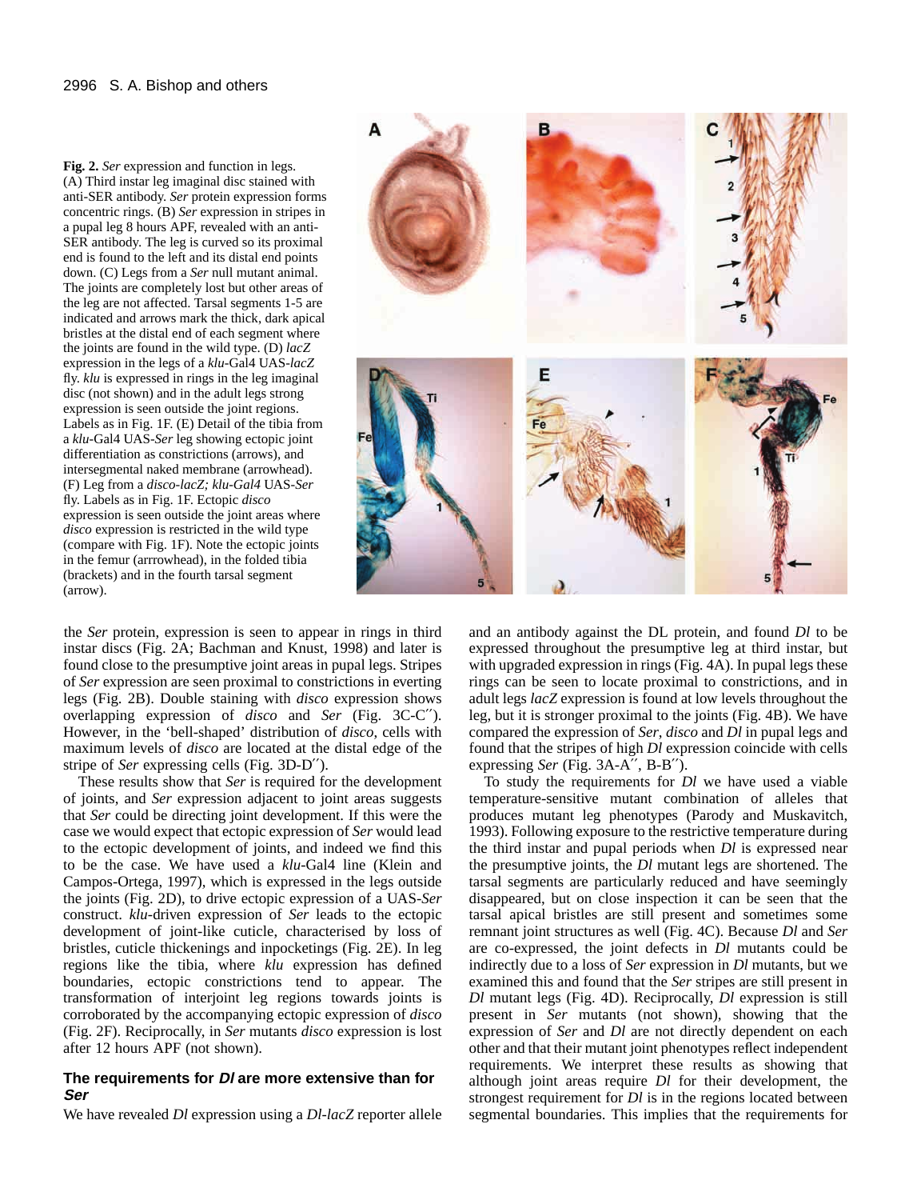**Fig. 2.** *Ser* expression and function in legs. (A) Third instar leg imaginal disc stained with anti-SER antibody. *Ser* protein expression forms concentric rings. (B) *Ser* expression in stripes in a pupal leg 8 hours APF, revealed with an anti-SER antibody. The leg is curved so its proximal end is found to the left and its distal end points down. (C) Legs from a *Ser* null mutant animal. The joints are completely lost but other areas of the leg are not affected. Tarsal segments 1-5 are indicated and arrows mark the thick, dark apical bristles at the distal end of each segment where the joints are found in the wild type. (D) *lacZ* expression in the legs of a *klu*-Gal4 UAS-*lacZ* fly. *klu* is expressed in rings in the leg imaginal disc (not shown) and in the adult legs strong expression is seen outside the joint regions. Labels as in Fig. 1F. (E) Detail of the tibia from a *klu*-Gal4 UAS-*Ser* leg showing ectopic joint differentiation as constrictions (arrows), and intersegmental naked membrane (arrowhead). (F) Leg from a *disco-lacZ; klu-Gal4* UAS-*Ser* fly. Labels as in Fig. 1F. Ectopic *disco* expression is seen outside the joint areas where *disco* expression is restricted in the wild type (compare with Fig. 1F). Note the ectopic joints in the femur (arrrowhead), in the folded tibia (brackets) and in the fourth tarsal segment (arrow).

the *Ser* protein, expression is seen to appear in rings in third instar discs (Fig. 2A; Bachman and Knust, 1998) and later is found close to the presumptive joint areas in pupal legs. Stripes of *Ser* expression are seen proximal to constrictions in everting legs (Fig. 2B). Double staining with *disco* expression shows overlapping expression of *disco* and *Ser* (Fig. 3C-C′′). However, in the 'bell-shaped' distribution of *disco*, cells with maximum levels of *disco* are located at the distal edge of the stripe of *Ser* expressing cells (Fig. 3D-D′′).

These results show that *Ser* is required for the development of joints, and *Ser* expression adjacent to joint areas suggests that *Ser* could be directing joint development. If this were the case we would expect that ectopic expression of *Ser* would lead to the ectopic development of joints, and indeed we find this to be the case. We have used a *klu*-Gal4 line (Klein and Campos-Ortega, 1997), which is expressed in the legs outside the joints (Fig. 2D), to drive ectopic expression of a UAS-*Ser* construct. *klu*-driven expression of *Ser* leads to the ectopic development of joint-like cuticle, characterised by loss of bristles, cuticle thickenings and inpocketings (Fig. 2E). In leg regions like the tibia, where *klu* expression has defined boundaries, ectopic constrictions tend to appear. The transformation of interjoint leg regions towards joints is corroborated by the accompanying ectopic expression of *disco* (Fig. 2F). Reciprocally, in *Ser* mutants *disco* expression is lost after 12 hours APF (not shown).

### The requirements for *Dl* are more extensive than for *Ser*

We have revealed *Dl* expression using a *Dl-lacZ* reporter allele and an antibody against the DL protein, and found *Dl* to be expressed throughout the presumptive leg at third instar, but with upgraded expression in rings (Fig. 4A). In pupal legs these rings can be seen to locate proximal to constrictions, and in adult legs *lacZ* expression is found at low levels throughout the leg, but it is stronger proximal to the joints (Fig. 4B). We have compared the expression of *Ser*, *disco* and *Dl* in pupal legs and found that the stripes of high *Dl* expression coincide with cells expressing *Ser* (Fig. 3A-A′′, B-B′′).

To study the requirements for *Dl* we have used a viable temperature-sensitive mutant combination of alleles that produces mutant leg phenotypes (Parody and Muskavitch, 1993). Following exposure to the restrictive temperature during the third instar and pupal periods when *Dl* is expressed near the presumptive joints, the *Dl* mutant legs are shortened. The tarsal segments are particularly reduced and have seemingly disappeared, but on close inspection it can be seen that the tarsal apical bristles are still present and sometimes some remnant joint structures as well (Fig. 4C). Because *Dl* and *Ser* are co-expressed, the joint defects in *Dl* mutants could be indirectly due to a loss of *Ser* expression in *Dl* mutants, but we examined this and found that the *Ser* stripes are still present in *Dl* mutant legs (Fig. 4D). Reciprocally, *Dl* expression is still present in *Ser* mutants (not shown), showing that the expression of *Ser* and *Dl* are not directly dependent on each other and that their mutant joint phenotypes reflect independent requirements. We interpret these results as showing that although joint areas require *Dl* for their development, the strongest requirement for *Dl* is in the regions located between segmental boundaries. This implies that the requirements for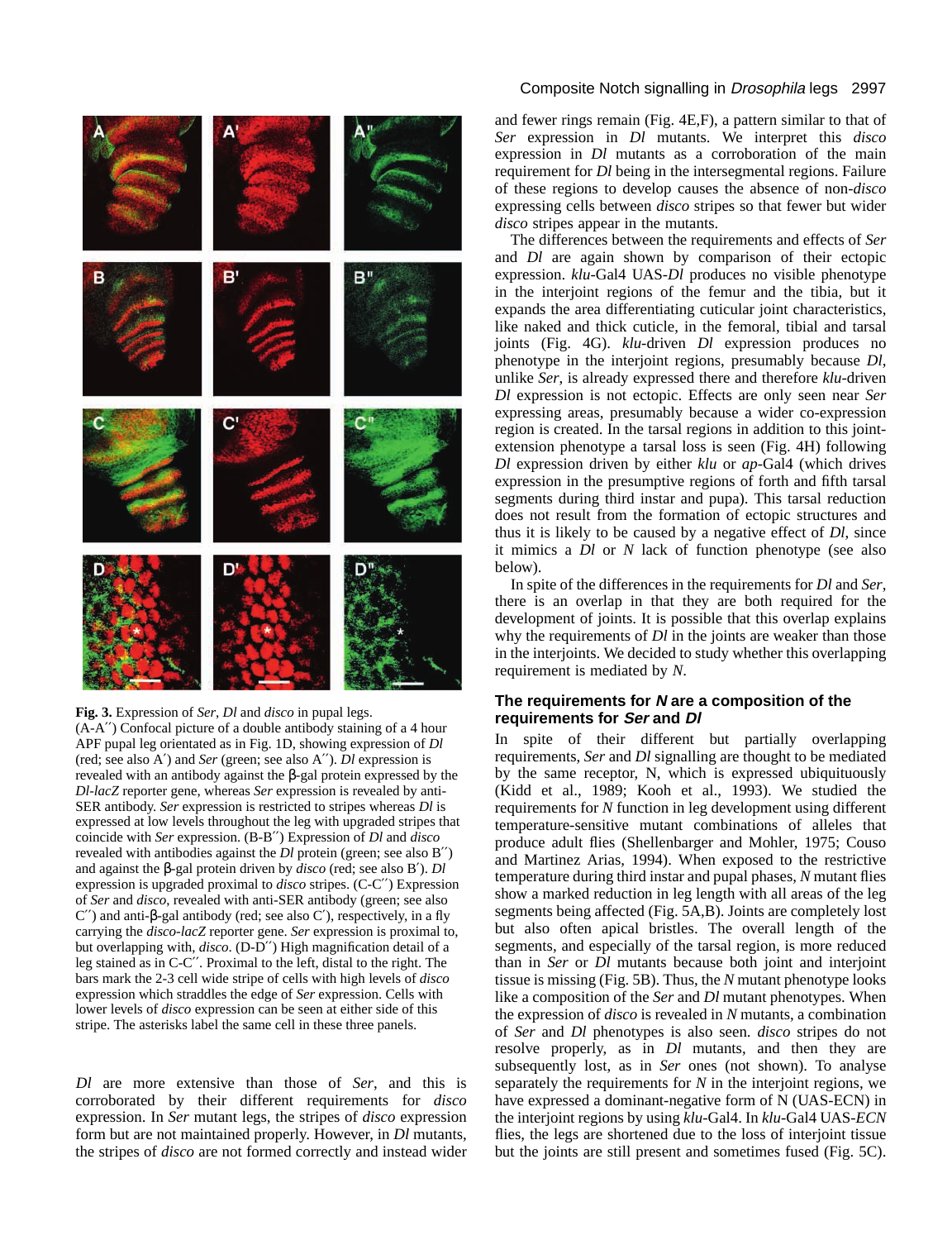**Fig. 3.** Expression of *Ser*, *Dl* and *disco* in pupal legs. (A-A′′) Confocal picture of a double antibody staining of a 4 hour APF pupal leg orientated as in Fig. 1D, showing expression of *Dl* (red; see also A′) and *Ser* (green; see also A′′). *Dl* expression is revealed with an antibody against the β-gal protein expressed by the *Dl-lacZ* reporter gene, whereas *Ser* expression is revealed by anti-SER antibody. *Ser* expression is restricted to stripes whereas *Dl* is expressed at low levels throughout the leg with upgraded stripes that coincide with *Ser* expression. (B-B′′) Expression of *Dl* and *disco* revealed with antibodies against the *Dl* protein (green; see also B′′) and against the β-gal protein driven by *disco* (red; see also B′). *Dl* expression is upgraded proximal to *disco* stripes. (C-C′′) Expression of *Ser* and *disco*, revealed with anti-SER antibody (green; see also C′′) and anti-β-gal antibody (red; see also C′), respectively, in a fly carrying the *disco-lacZ* reporter gene. *Ser* expression is proximal to, but overlapping with, *disco*. (D-D′′) High magnification detail of a leg stained as in C-C′′. Proximal to the left, distal to the right. The bars mark the 2-3 cell wide stripe of cells with high levels of *disco* expression which straddles the edge of *Ser* expression. Cells with lower levels of *disco* expression can be seen at either side of this stripe. The asterisks label the same cell in these three panels.

*Dl* are more extensive than those of *Ser*, and this is corroborated by their different requirements for *disco* expression. In *Ser* mutant legs, the stripes of *disco* expression form but are not maintained properly. However, in *Dl* mutants, the stripes of *disco* are not formed correctly and instead wider and fewer rings remain (Fig. 4E,F), a pattern similar to that of *Ser* expression in *Dl* mutants. We interpret this *disco* expression in *Dl* mutants as a corroboration of the main requirement for *Dl* being in the intersegmental regions. Failure of these regions to develop causes the absence of non-*disco* expressing cells between *disco* stripes so that fewer but wider *disco* stripes appear in the mutants.

The differences between the requirements and effects of *Ser* and *Dl* are again shown by comparison of their ectopic expression. *klu*-Gal4 UAS-*Dl* produces no visible phenotype in the interjoint regions of the femur and the tibia, but it expands the area differentiating cuticular joint characteristics, like naked and thick cuticle, in the femoral, tibial and tarsal joints (Fig. 4G). *klu*-driven *Dl* expression produces no phenotype in the interjoint regions, presumably because *Dl*, unlike *Ser*, is already expressed there and therefore *klu*-driven *Dl* expression is not ectopic. Effects are only seen near *Ser* expressing areas, presumably because a wider co-expression region is created. In the tarsal regions in addition to this joint-extension phenotype a tarsal loss is seen (Fig. 4H) following *Dl* expression driven by either *klu* or *ap*-Gal4 (which drives expression in the presumptive regions of forth and fifth tarsal segments during third instar and pupa). This tarsal reduction does not result from the formation of ectopic structures and thus it is likely to be caused by a negative effect of *Dl*, since it mimics a *Dl* or *N* lack of function phenotype (see also below).

In spite of the differences in the requirements for *Dl* and *Ser*, there is an overlap in that they are both required for the development of joints. It is possible that this overlap explains why the requirements of *Dl* in the joints are weaker than those in the interjoints. We decided to study whether this overlapping requirement is mediated by *N*.

## The requirements for *N* are a composition of the requirements for *Ser* and *Dl*

In spite of their different but partially overlapping requirements, *Ser* and *Dl* signalling are thought to be mediated by the same receptor, N, which is expressed ubiquitously (Kidd et al., 1989; Kooh et al., 1993). We studied the requirements for *N* function in leg development using different temperature-sensitive mutant combinations of alleles that produce adult flies (Shellenbarger and Mohler, 1975; Couso and Martinez Arias, 1994). When exposed to the restrictive temperature during third instar and pupal phases, *N* mutant flies show a marked reduction in leg length with all areas of the leg segments being affected (Fig. 5A,B). Joints are completely lost but also often apical bristles. The overall length of the segments, and especially of the tarsal region, is more reduced than in *Ser* or *Dl* mutants because both joint and interjoint tissue is missing (Fig. 5B). Thus, the *N* mutant phenotype looks like a composition of the *Ser* and *Dl* mutant phenotypes. When the expression of *disco* is revealed in *N* mutants, a combination of *Ser* and *Dl* phenotypes is also seen. *disco* stripes do not resolve properly, as in *Dl* mutants, and then they are subsequently lost, as in *Ser* ones (not shown). To analyse separately the requirements for *N* in the interjoint regions, we have expressed a dominant-negative form of N (UAS-ECN) in the interjoint regions by using *klu*-Gal4. In *klu*-Gal4 UAS-*ECN* flies, the legs are shortened due to the loss of interjoint tissue but the joints are still present and sometimes fused (Fig. 5C).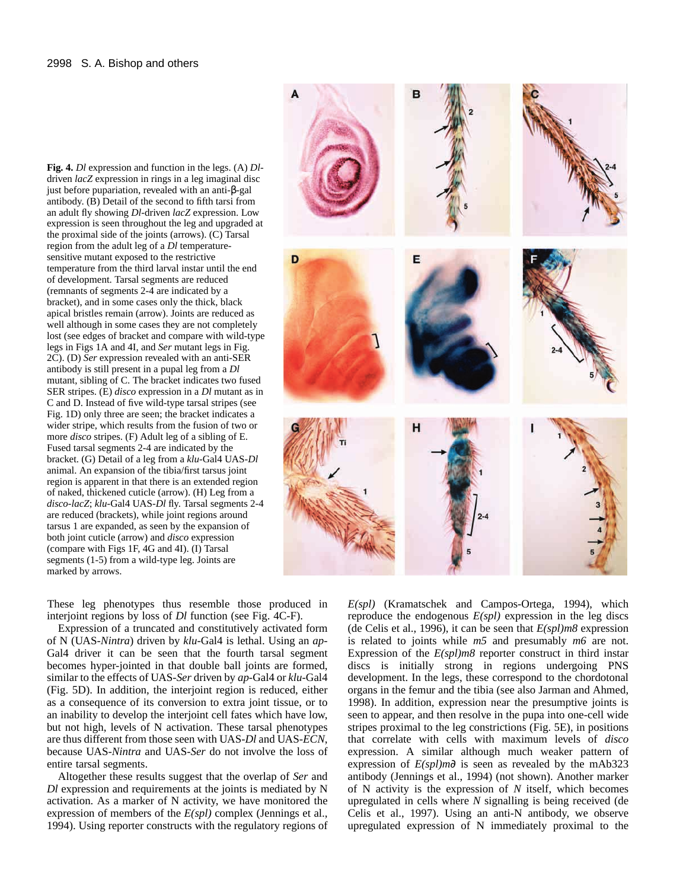**Fig. 4.** *Dl* expression and function in the legs. (A) *Dl*-driven *lacZ* expression in rings in a leg imaginal disc just before pupariation, revealed with an anti-β-gal antibody. (B) Detail of the second to fifth tarsi from an adult fly showing *Dl*-driven *lacZ* expression. Low expression is seen throughout the leg and upgraded at the proximal side of the joints (arrows). (C) Tarsal region from the adult leg of a *Dl* temperature-sensitive mutant exposed to the restrictive temperature from the third larval instar until the end of development. Tarsal segments are reduced (remnants of segments 2-4 are indicated by a bracket), and in some cases only the thick, black apical bristles remain (arrow). Joints are reduced as well although in some cases they are not completely lost (see edges of bracket and compare with wild-type legs in Figs 1A and 4I, and *Ser* mutant legs in Fig. 2C). (D) *Ser* expression revealed with an anti-SER antibody is still present in a pupal leg from a *Dl* mutant, sibling of C. The bracket indicates two fused SER stripes. (E) *disco* expression in a *Dl* mutant as in C and D. Instead of five wild-type tarsal stripes (see Fig. 1D) only three are seen; the bracket indicates a wider stripe, which results from the fusion of two or more *disco* stripes. (F) Adult leg of a sibling of E. Fused tarsal segments 2-4 are indicated by the bracket. (G) Detail of a leg from a *klu*-Gal4 UAS-*Dl* animal. An expansion of the tibia/first tarsus joint region is apparent in that there is an extended region of naked, thickened cuticle (arrow). (H) Leg from a *disco-lacZ*; *klu*-Gal4 UAS-*Dl* fly. Tarsal segments 2-4 are reduced (brackets), while joint regions around tarsus 1 are expanded, as seen by the expansion of both joint cuticle (arrow) and *disco* expression (compare with Figs 1F, 4G and 4I). (I) Tarsal segments (1-5) from a wild-type leg. Joints are marked by arrows.

These leg phenotypes thus resemble those produced in interjoint regions by loss of *Dl* function (see Fig. 4C-F).

Expression of a truncated and constitutively activated form of N (UAS-*Nintra*) driven by *klu*-Gal4 is lethal. Using an *ap*-Gal4 driver it can be seen that the fourth tarsal segment becomes hyper-jointed in that double ball joints are formed, similar to the effects of UAS-*Ser* driven by *ap*-Gal4 or *klu*-Gal4 (Fig. 5D). In addition, the interjoint region is reduced, either as a consequence of its conversion to extra joint tissue, or to an inability to develop the interjoint cell fates which have low, but not high, levels of N activation. These tarsal phenotypes are thus different from those seen with UAS-*Dl* and UAS-*ECN*, because UAS-*Nintra* and UAS-*Ser* do not involve the loss of entire tarsal segments.

Altogether these results suggest that the overlap of *Ser* and *Dl* expression and requirements at the joints is mediated by N activation. As a marker of N activity, we have monitored the expression of members of the *E(spl)* complex (Jennings et al., 1994). Using reporter constructs with the regulatory regions of *E(spl)* (Kramatschek and Campos-Ortega, 1994), which reproduce the endogenous *E(spl)* expression in the leg discs (de Celis et al., 1996), it can be seen that *E(spl)m8* expression is related to joints while *m5* and presumably *m6* are not. Expression of the *E(spl)m8* reporter construct in third instar discs is initially strong in regions undergoing PNS development. In the legs, these correspond to the chordotonal organs in the femur and the tibia (see also Jarman and Ahmed, 1998). In addition, expression near the presumptive joints is seen to appear, and then resolve in the pupa into one-cell wide stripes proximal to the leg constrictions (Fig. 5E), in positions that correlate with cells with maximum levels of *disco* expression. A similar although much weaker pattern of expression of *E(spl)m∂* is seen as revealed by the mAb323 antibody (Jennings et al., 1994) (not shown). Another marker of N activity is the expression of *N* itself, which becomes upregulated in cells where *N* signalling is being received (de Celis et al., 1997). Using an anti-N antibody, we observe upregulated expression of N immediately proximal to the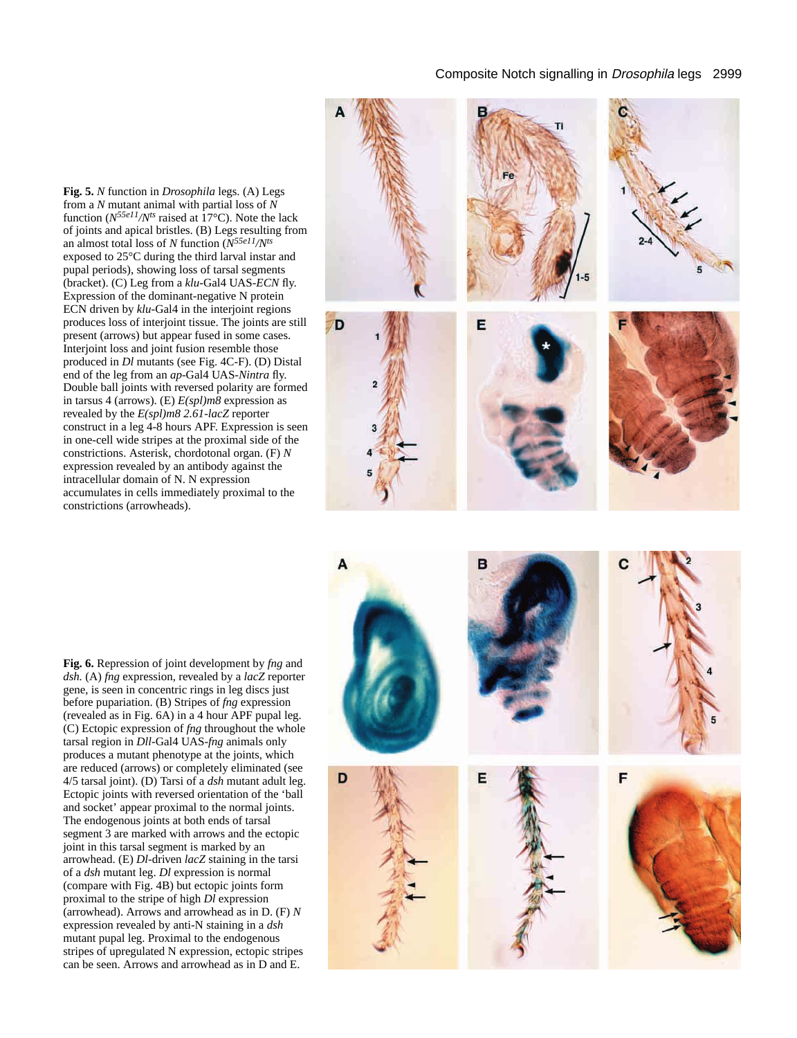**Fig. 5.** *N* function in *Drosophila* legs. (A) Legs from a *N* mutant animal with partial loss of *N* function ($N^{55e11}/N^{ts}$ raised at 17°C). Note the lack of joints and apical bristles. (B) Legs resulting from an almost total loss of *N* function ($N^{55e11}/N^{ts}$ exposed to 25°C during the third larval instar and pupal periods), showing loss of tarsal segments (bracket). (C) Leg from a *klu*-Gal4 UAS-*ECN* fly. Expression of the dominant-negative N protein ECN driven by *klu*-Gal4 in the interjoint regions produces loss of interjoint tissue. The joints are still present (arrows) but appear fused in some cases. Interjoint loss and joint fusion resemble those produced in *Dl* mutants (see Fig. 4C-F). (D) Distal end of the leg from an *ap*-Gal4 UAS-*Nintra* fly. Double ball joints with reversed polarity are formed in tarsus 4 (arrows). (E) *E(spl)m8* expression as revealed by the *E(spl)m8 2.61-lacZ* reporter construct in a leg 4-8 hours APF. Expression is seen in one-cell wide stripes at the proximal side of the constrictions. Asterisk, chordotonal organ. (F) *N* expression revealed by an antibody against the intracellular domain of N. N expression accumulates in cells immediately proximal to the constrictions (arrowheads).

**Fig. 6.** Repression of joint development by *fng* and *dsh.* (A) *fng* expression, revealed by a *lacZ* reporter gene, is seen in concentric rings in leg discs just before pupariation. (B) Stripes of *fng* expression (revealed as in Fig. 6A) in a 4 hour APF pupal leg. (C) Ectopic expression of *fng* throughout the whole tarsal region in *Dll*-Gal4 UAS-*fng* animals only produces a mutant phenotype at the joints, which are reduced (arrows) or completely eliminated (see 4/5 tarsal joint). (D) Tarsi of a *dsh* mutant adult leg. Ectopic joints with reversed orientation of the 'ball and socket' appear proximal to the normal joints. The endogenous joints at both ends of tarsal segment 3 are marked with arrows and the ectopic joint in this tarsal segment is marked by an arrowhead. (E) *Dl*-driven *lacZ* staining in the tarsi of a *dsh* mutant leg. *Dl* expression is normal (compare with Fig. 4B) but ectopic joints form proximal to the stripe of high *Dl* expression (arrowhead). Arrows and arrowhead as in D. (F) *N* expression revealed by anti-N staining in a *dsh* mutant pupal leg. Proximal to the endogenous stripes of upregulated N expression, ectopic stripes can be seen. Arrows and arrowhead as in D and E.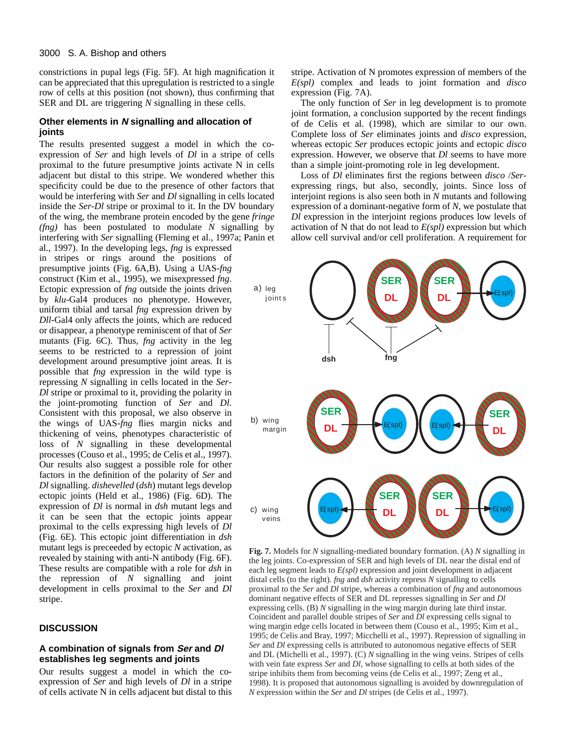constrictions in pupal legs (Fig. 5F). At high magnification it can be appreciated that this upregulation is restricted to a single row of cells at this position (not shown), thus confirming that SER and DL are triggering *N* signalling in these cells.

### Other elements in *N* signalling and allocation of joints

The results presented suggest a model in which the co-expression of *Ser* and high levels of *Dl* in a stripe of cells proximal to the future presumptive joints activate N in cells adjacent but distal to this stripe. We wondered whether this specificity could be due to the presence of other factors that would be interfering with *Ser* and *Dl* signalling in cells located inside the *Ser-Dl* stripe or proximal to it. In the DV boundary of the wing, the membrane protein encoded by the gene *fringe (fng)* has been postulated to modulate *N* signalling by interfering with *Ser* signalling (Fleming et al., 1997a; Panin et al., 1997). In the developing legs, *fng* is expressed in stripes or rings around the positions of presumptive joints (Fig. 6A,B). Using a UAS-*fng* construct (Kim et al., 1995), we misexpressed *fng*. Ectopic expression of *fng* outside the joints driven by *klu*-Gal4 produces no phenotype. However, uniform tibial and tarsal *fng* expression driven by *Dll*-Gal4 only affects the joints, which are reduced or disappear, a phenotype reminiscent of that of *Ser* mutants (Fig. 6C). Thus, *fng* activity in the leg seems to be restricted to a repression of joint development around presumptive joint areas. It is possible that *fng* expression in the wild type is repressing *N* signalling in cells located in the *Ser-Dl* stripe or proximal to it, providing the polarity in the joint-promoting function of *Ser* and *Dl*. Consistent with this proposal, we also observe in the wings of UAS-*fng* flies margin nicks and thickening of veins, phenotypes characteristic of loss of *N* signalling in these developmental processes (Couso et al., 1995; de Celis et al., 1997). Our results also suggest a possible role for other factors in the definition of the polarity of *Ser* and *Dl* signalling. *dishevelled* (*dsh*) mutant legs develop ectopic joints (Held et al., 1986) (Fig. 6D). The expression of *Dl* is normal in *dsh* mutant legs and it can be seen that the ectopic joints appear proximal to the cells expressing high levels of *Dl* (Fig. 6E). This ectopic joint differentiation in *dsh* mutant legs is preceeded by ectopic *N* activation, as revealed by staining with anti-N antibody (Fig. 6F). These results are compatible with a role for *dsh* in the repression of *N* signalling and joint development in cells proximal to the *Ser* and *Dl* stripe.

## DISCUSSION

### A combination of signals from *Ser* and *Dl* establishes leg segments and joints

Our results suggest a model in which the co-expression of *Ser* and high levels of *Dl* in a stripe of cells activate N in cells adjacent but distal to this stripe. Activation of N promotes expression of members of the *E(spl)* complex and leads to joint formation and *disco* expression (Fig. 7A).

The only function of *Ser* in leg development is to promote joint formation, a conclusion supported by the recent findings of de Celis et al. (1998), which are similar to our own. Complete loss of *Ser* eliminates joints and *disco* expression, whereas ectopic *Ser* produces ectopic joints and ectopic *disco* expression. However, we observe that *Dl* seems to have more than a simple joint-promoting role in leg development.

Loss of *Dl* eliminates first the regions between *disco* /*Ser*-expressing rings, but also, secondly, joints. Since loss of interjoint regions is also seen both in *N* mutants and following expression of a dominant-negative form of *N*, we postulate that *Dl* expression in the interjoint regions produces low levels of activation of N that do not lead to *E(spl)* expression but which allow cell survival and/or cell proliferation. A requirement for

**Fig. 7.** Models for *N* signalling-mediated boundary formation. (A) *N* signalling in the leg joints. Co-expression of SER and high levels of DL near the distal end of each leg segment leads to *E(spl)* expression and joint development in adjacent distal cells (to the right). *fng* and *dsh* activity repress *N* signalling to cells proximal to the *Ser* and *Dl* stripe, whereas a combination of *fng* and autonomous dominant negative effects of SER and DL represses signalling in *Ser* and *Dl* expressing cells. (B) *N* signalling in the wing margin during late third instar. Coincident and parallel double stripes of *Ser* and *Dl* expressing cells signal to wing margin edge cells located in between them (Couso et al., 1995; Kim et al., 1995; de Celis and Bray, 1997; Micchelli et al., 1997). Repression of signalling in *Ser* and *Dl* expressing cells is attributed to autonomous negative effects of SER and DL (Michelli et al., 1997). (C) *N* signalling in the wing veins. Stripes of cells with vein fate express *Ser* and *Dl*, whose signalling to cells at both sides of the stripe inhibits them from becoming veins (de Celis et al., 1997; Zeng et al., 1998). It is proposed that autonomous signalling is avoided by downregulation of *N* expression within the *Ser* and *Dl* stripes (de Celis et al., 1997).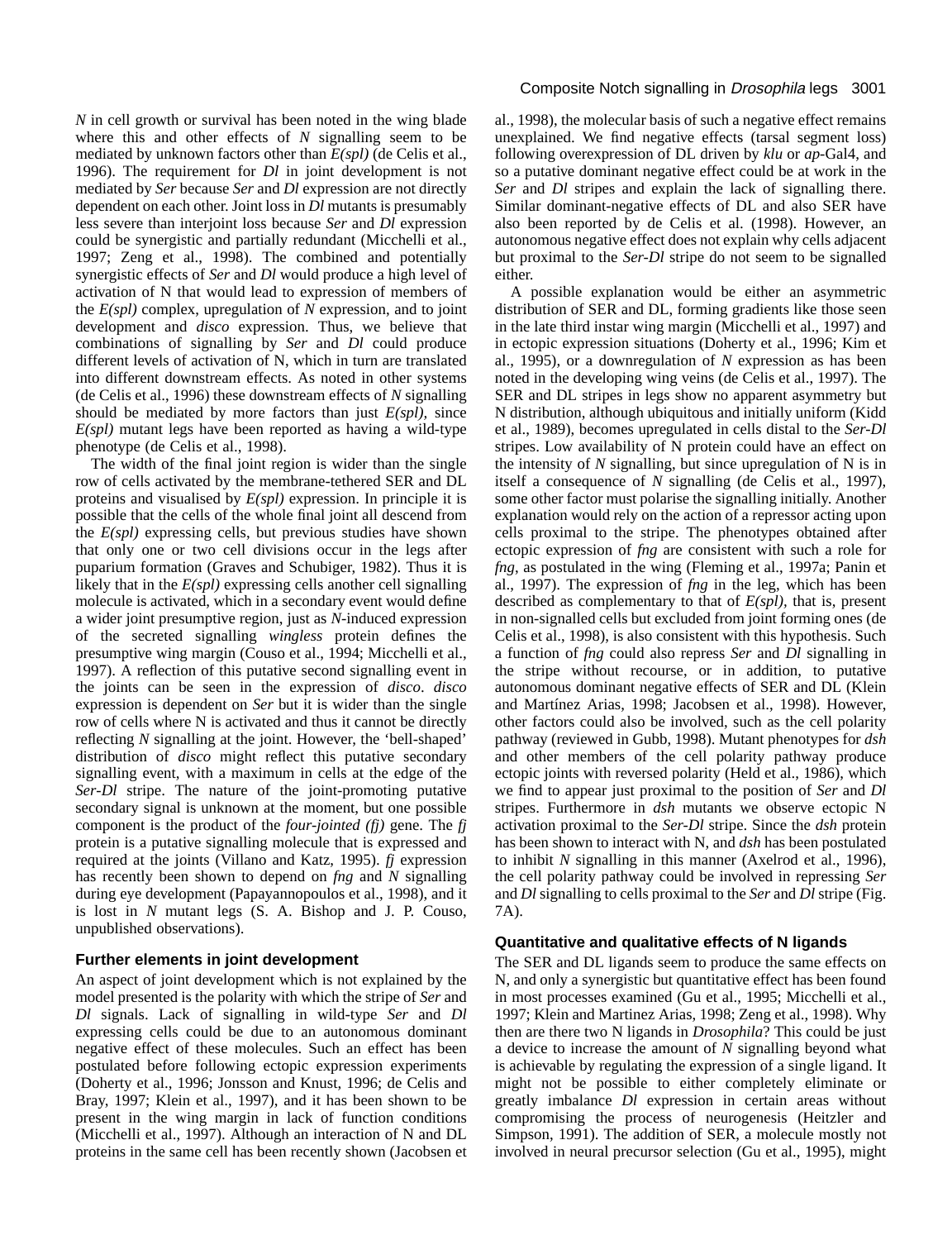*N* in cell growth or survival has been noted in the wing blade where this and other effects of *N* signalling seem to be mediated by unknown factors other than *E(spl)* (de Celis et al., 1996). The requirement for *Dl* in joint development is not mediated by *Ser* because *Ser* and *Dl* expression are not directly dependent on each other. Joint loss in *Dl* mutants is presumably less severe than interjoint loss because *Ser* and *Dl* expression could be synergistic and partially redundant (Micchelli et al., 1997; Zeng et al., 1998). The combined and potentially synergistic effects of *Ser* and *Dl* would produce a high level of activation of N that would lead to expression of members of the *E(spl)* complex, upregulation of *N* expression, and to joint development and *disco* expression. Thus, we believe that combinations of signalling by *Ser* and *Dl* could produce different levels of activation of N, which in turn are translated into different downstream effects. As noted in other systems (de Celis et al., 1996) these downstream effects of *N* signalling should be mediated by more factors than just *E(spl)*, since *E(spl)* mutant legs have been reported as having a wild-type phenotype (de Celis et al., 1998).

The width of the final joint region is wider than the single row of cells activated by the membrane-tethered SER and DL proteins and visualised by *E(spl)* expression. In principle it is possible that the cells of the whole final joint all descend from the *E(spl)* expressing cells, but previous studies have shown that only one or two cell divisions occur in the legs after puparium formation (Graves and Schubiger, 1982). Thus it is likely that in the *E(spl)* expressing cells another cell signalling molecule is activated, which in a secondary event would define a wider joint presumptive region, just as *N*-induced expression of the secreted signalling *wingless* protein defines the presumptive wing margin (Couso et al., 1994; Micchelli et al., 1997). A reflection of this putative second signalling event in the joints can be seen in the expression of *disco*. *disco* expression is dependent on *Ser* but it is wider than the single row of cells where N is activated and thus it cannot be directly reflecting *N* signalling at the joint. However, the 'bell-shaped' distribution of *disco* might reflect this putative secondary signalling event, with a maximum in cells at the edge of the *Ser-Dl* stripe. The nature of the joint-promoting putative secondary signal is unknown at the moment, but one possible component is the product of the *four-jointed (fj)* gene. The *fj* protein is a putative signalling molecule that is expressed and required at the joints (Villano and Katz, 1995). *fj* expression has recently been shown to depend on *fng* and *N* signalling during eye development (Papayannopoulos et al., 1998), and it is lost in *N* mutant legs (S. A. Bishop and J. P. Couso, unpublished observations).

### Further elements in joint development

An aspect of joint development which is not explained by the model presented is the polarity with which the stripe of *Ser* and *Dl* signals. Lack of signalling in wild-type *Ser* and *Dl* expressing cells could be due to an autonomous dominant negative effect of these molecules. Such an effect has been postulated before following ectopic expression experiments (Doherty et al., 1996; Jonsson and Knust, 1996; de Celis and Bray, 1997; Klein et al., 1997), and it has been shown to be present in the wing margin in lack of function conditions (Micchelli et al., 1997). Although an interaction of N and DL proteins in the same cell has been recently shown (Jacobsen et al., 1998), the molecular basis of such a negative effect remains unexplained. We find negative effects (tarsal segment loss) following overexpression of DL driven by *klu* or *ap*-Gal4, and so a putative dominant negative effect could be at work in the *Ser* and *Dl* stripes and explain the lack of signalling there. Similar dominant-negative effects of DL and also SER have also been reported by de Celis et al. (1998). However, an autonomous negative effect does not explain why cells adjacent but proximal to the *Ser-Dl* stripe do not seem to be signalled either.

A possible explanation would be either an asymmetric distribution of SER and DL, forming gradients like those seen in the late third instar wing margin (Micchelli et al., 1997) and in ectopic expression situations (Doherty et al., 1996; Kim et al., 1995), or a downregulation of *N* expression as has been noted in the developing wing veins (de Celis et al., 1997). The SER and DL stripes in legs show no apparent asymmetry but N distribution, although ubiquitous and initially uniform (Kidd et al., 1989), becomes upregulated in cells distal to the *Ser-Dl* stripes. Low availability of N protein could have an effect on the intensity of *N* signalling, but since upregulation of N is in itself a consequence of *N* signalling (de Celis et al., 1997), some other factor must polarise the signalling initially. Another explanation would rely on the action of a repressor acting upon cells proximal to the stripe. The phenotypes obtained after ectopic expression of *fng* are consistent with such a role for *fng*, as postulated in the wing (Fleming et al., 1997a; Panin et al., 1997). The expression of *fng* in the leg, which has been described as complementary to that of *E(spl)*, that is, present in non-signalled cells but excluded from joint forming ones (de Celis et al., 1998), is also consistent with this hypothesis. Such a function of *fng* could also repress *Ser* and *Dl* signalling in the stripe without recourse, or in addition, to putative autonomous dominant negative effects of SER and DL (Klein and Martínez Arias, 1998; Jacobsen et al., 1998). However, other factors could also be involved, such as the cell polarity pathway (reviewed in Gubb, 1998). Mutant phenotypes for *dsh* and other members of the cell polarity pathway produce ectopic joints with reversed polarity (Held et al., 1986), which we find to appear just proximal to the position of *Ser* and *Dl* stripes. Furthermore in *dsh* mutants we observe ectopic N activation proximal to the *Ser-Dl* stripe. Since the *dsh* protein has been shown to interact with N, and *dsh* has been postulated to inhibit *N* signalling in this manner (Axelrod et al., 1996), the cell polarity pathway could be involved in repressing *Ser* and *Dl* signalling to cells proximal to the *Ser* and *Dl* stripe (Fig. 7A).

### Quantitative and qualitative effects of N ligands

The SER and DL ligands seem to produce the same effects on N, and only a synergistic but quantitative effect has been found in most processes examined (Gu et al., 1995; Micchelli et al., 1997; Klein and Martinez Arias, 1998; Zeng et al., 1998). Why then are there two N ligands in *Drosophila*? This could be just a device to increase the amount of *N* signalling beyond what is achievable by regulating the expression of a single ligand. It might not be possible to either completely eliminate or greatly imbalance *Dl* expression in certain areas without compromising the process of neurogenesis (Heitzler and Simpson, 1991). The addition of SER, a molecule mostly not involved in neural precursor selection (Gu et al., 1995), might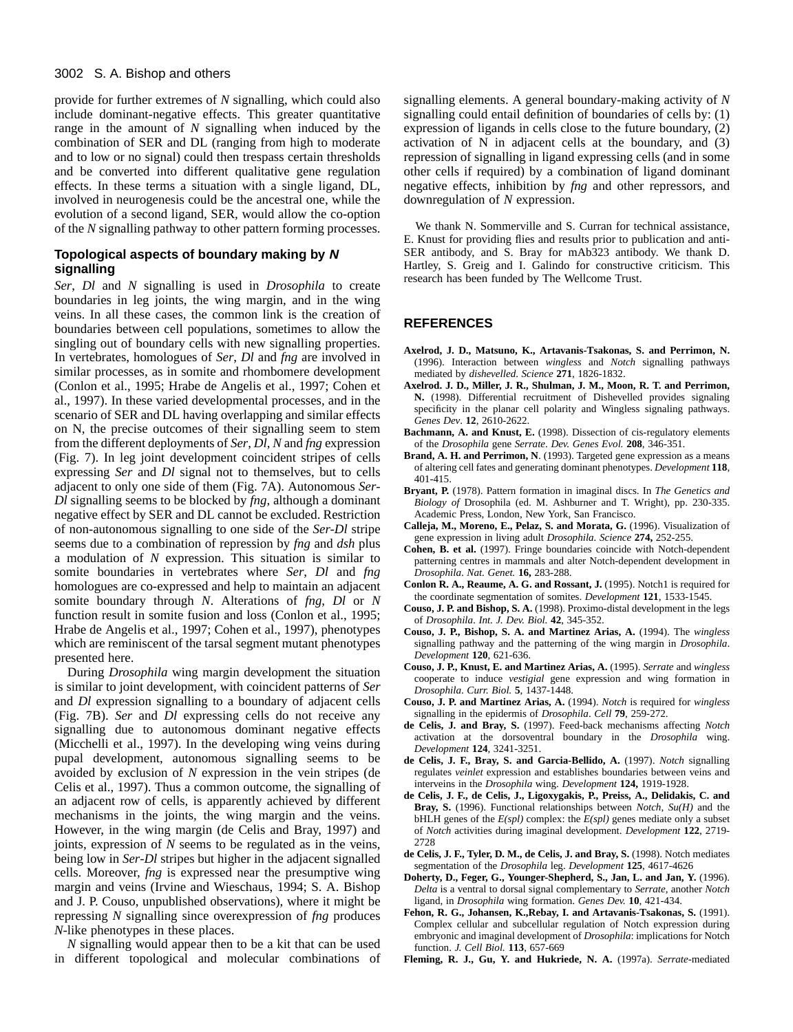provide for further extremes of *N* signalling, which could also include dominant-negative effects. This greater quantitative range in the amount of *N* signalling when induced by the combination of SER and DL (ranging from high to moderate and to low or no signal) could then trespass certain thresholds and be converted into different qualitative gene regulation effects. In these terms a situation with a single ligand, DL, involved in neurogenesis could be the ancestral one, while the evolution of a second ligand, SER, would allow the co-option of the *N* signalling pathway to other pattern forming processes.

### Topological aspects of boundary making by *N* signalling

*Ser*, *Dl* and *N* signalling is used in *Drosophila* to create boundaries in leg joints, the wing margin, and in the wing veins. In all these cases, the common link is the creation of boundaries between cell populations, sometimes to allow the singling out of boundary cells with new signalling properties. In vertebrates, homologues of *Ser*, *Dl* and *fng* are involved in similar processes, as in somite and rhombomere development (Conlon et al., 1995; Hrabe de Angelis et al., 1997; Cohen et al., 1997). In these varied developmental processes, and in the scenario of SER and DL having overlapping and similar effects on N, the precise outcomes of their signalling seem to stem from the different deployments of *Ser*, *Dl*, *N* and *fng* expression (Fig. 7). In leg joint development coincident stripes of cells expressing *Ser* and *Dl* signal not to themselves, but to cells adjacent to only one side of them (Fig. 7A). Autonomous *Ser*-*Dl* signalling seems to be blocked by *fng*, although a dominant negative effect by SER and DL cannot be excluded. Restriction of non-autonomous signalling to one side of the *Ser*-*Dl* stripe seems due to a combination of repression by *fng* and *dsh* plus a modulation of *N* expression. This situation is similar to somite boundaries in vertebrates where *Ser*, *Dl* and *fng* homologues are co-expressed and help to maintain an adjacent somite boundary through *N*. Alterations of *fng*, *Dl* or *N* function result in somite fusion and loss (Conlon et al., 1995; Hrabe de Angelis et al., 1997; Cohen et al., 1997), phenotypes which are reminiscent of the tarsal segment mutant phenotypes presented here.

During *Drosophila* wing margin development the situation is similar to joint development, with coincident patterns of *Ser* and *Dl* expression signalling to a boundary of adjacent cells (Fig. 7B). *Ser* and *Dl* expressing cells do not receive any signalling due to autonomous dominant negative effects (Micchelli et al., 1997). In the developing wing veins during pupal development, autonomous signalling seems to be avoided by exclusion of *N* expression in the vein stripes (de Celis et al., 1997). Thus a common outcome, the signalling of an adjacent row of cells, is apparently achieved by different mechanisms in the joints, the wing margin and the veins. However, in the wing margin (de Celis and Bray, 1997) and joints, expression of *N* seems to be regulated as in the veins, being low in *Ser*-*Dl* stripes but higher in the adjacent signalled cells. Moreover, *fng* is expressed near the presumptive wing margin and veins (Irvine and Wieschaus, 1994; S. A. Bishop and J. P. Couso, unpublished observations), where it might be repressing *N* signalling since overexpression of *fng* produces *N*-like phenotypes in these places.

*N* signalling would appear then to be a kit that can be used in different topological and molecular combinations of signalling elements. A general boundary-making activity of *N* signalling could entail definition of boundaries of cells by: (1) expression of ligands in cells close to the future boundary, (2) activation of N in adjacent cells at the boundary, and (3) repression of signalling in ligand expressing cells (and in some other cells if required) by a combination of ligand dominant negative effects, inhibition by *fng* and other repressors, and downregulation of *N* expression.

We thank N. Sommerville and S. Curran for technical assistance, E. Knust for providing flies and results prior to publication and anti-SER antibody, and S. Bray for mAb323 antibody. We thank D. Hartley, S. Greig and I. Galindo for constructive criticism. This research has been funded by The Wellcome Trust.

## REFERENCES

**Axelrod, J. D., Matsuno, K., Artavanis-Tsakonas, S. and Perrimon, N.** (1996). Interaction between *wingless* and *Notch* signalling pathways mediated by *dishevelled*. *Science* **271**, 1826-1832.

**Axelrod. J. D., Miller, J. R., Shulman, J. M., Moon, R. T. and Perrimon, N.** (1998). Differential recruitment of Dishevelled provides signaling specificity in the planar cell polarity and Wingless signaling pathways. *Genes Dev*. **12**, 2610-2622.

**Bachmann, A. and Knust, E.** (1998). Dissection of cis-regulatory elements of the *Drosophila* gene *Serrate*. *Dev. Genes Evol.* **208**, 346-351.

**Brand, A. H. and Perrimon, N**. (1993). Targeted gene expression as a means of altering cell fates and generating dominant phenotypes. *Development* **118**, 401-415.

**Bryant, P.** (1978). Pattern formation in imaginal discs. In *The Genetics and Biology of* Drosophila (ed. M. Ashburner and T. Wright), pp. 230-335. Academic Press, London, New York, San Francisco.

**Calleja, M., Moreno, E., Pelaz, S. and Morata, G.** (1996). Visualization of gene expression in living adult *Drosophila. Science* **274,** 252-255.

**Cohen, B. et al.** (1997). Fringe boundaries coincide with Notch-dependent patterning centres in mammals and alter Notch-dependent development in *Drosophila*. *Nat. Genet.* **16,** 283-288.

**Conlon R. A., Reaume, A. G. and Rossant, J.** (1995). Notch1 is required for the coordinate segmentation of somites. *Development* **121**, 1533-1545.

**Couso, J. P. and Bishop, S. A.** (1998). Proximo-distal development in the legs of *Drosophila*. *Int. J. Dev. Biol.* **42**, 345-352.

**Couso, J. P., Bishop, S. A. and Martinez Arias, A.** (1994). The *wingless* signalling pathway and the patterning of the wing margin in *Drosophila*. *Development* **120**, 621-636.

**Couso, J. P., Knust, E. and Martinez Arias, A.** (1995). *Serrate* and *wingless* cooperate to induce *vestigial* gene expression and wing formation in *Drosophila*. *Curr. Biol.* **5**, 1437-1448.

**Couso, J. P. and Martinez Arias, A.** (1994). *Notch* is required for *wingless* signalling in the epidermis of *Drosophila*. *Cell* **79**, 259-272.

**de Celis, J. and Bray, S.** (1997). Feed-back mechanisms affecting *Notch* activation at the dorsoventral boundary in the *Drosophila* wing. *Development* **124**, 3241-3251.

**de Celis, J. F., Bray, S. and Garcia-Bellido, A.** (1997). *Notch* signalling regulates *veinlet* expression and establishes boundaries between veins and interveins in the *Drosophila* wing. *Development* **124,** 1919-1928.

**de Celis, J. F., de Celis, J., Ligoxygakis, P., Preiss, A., Delidakis, C. and Bray, S.** (1996). Functional relationships between *Notch*, *Su(H)* and the bHLH genes of the *E(spl)* complex: the *E(spl)* genes mediate only a subset of *Notch* activities during imaginal development. *Development* **122**, 2719-2728

**de Celis, J. F., Tyler, D. M., de Celis, J. and Bray, S.** (1998). Notch mediates segmentation of the *Drosophila* leg. *Development* **125**, 4617-4626

**Doherty, D., Feger, G., Younger-Shepherd, S., Jan, L. and Jan, Y.** (1996). *Delta* is a ventral to dorsal signal complementary to *Serrate*, another *Notch* ligand, in *Drosophila* wing formation. *Genes Dev.* **10**, 421-434.

**Fehon, R. G., Johansen, K.,Rebay, I. and Artavanis-Tsakonas, S.** (1991). Complex cellular and subcellular regulation of Notch expression during embryonic and imaginal development of *Drosophila*: implications for Notch function. *J. Cell Biol.* **113**, 657-669

**Fleming, R. J., Gu, Y. and Hukriede, N. A.** (1997a). *Serrate*-mediated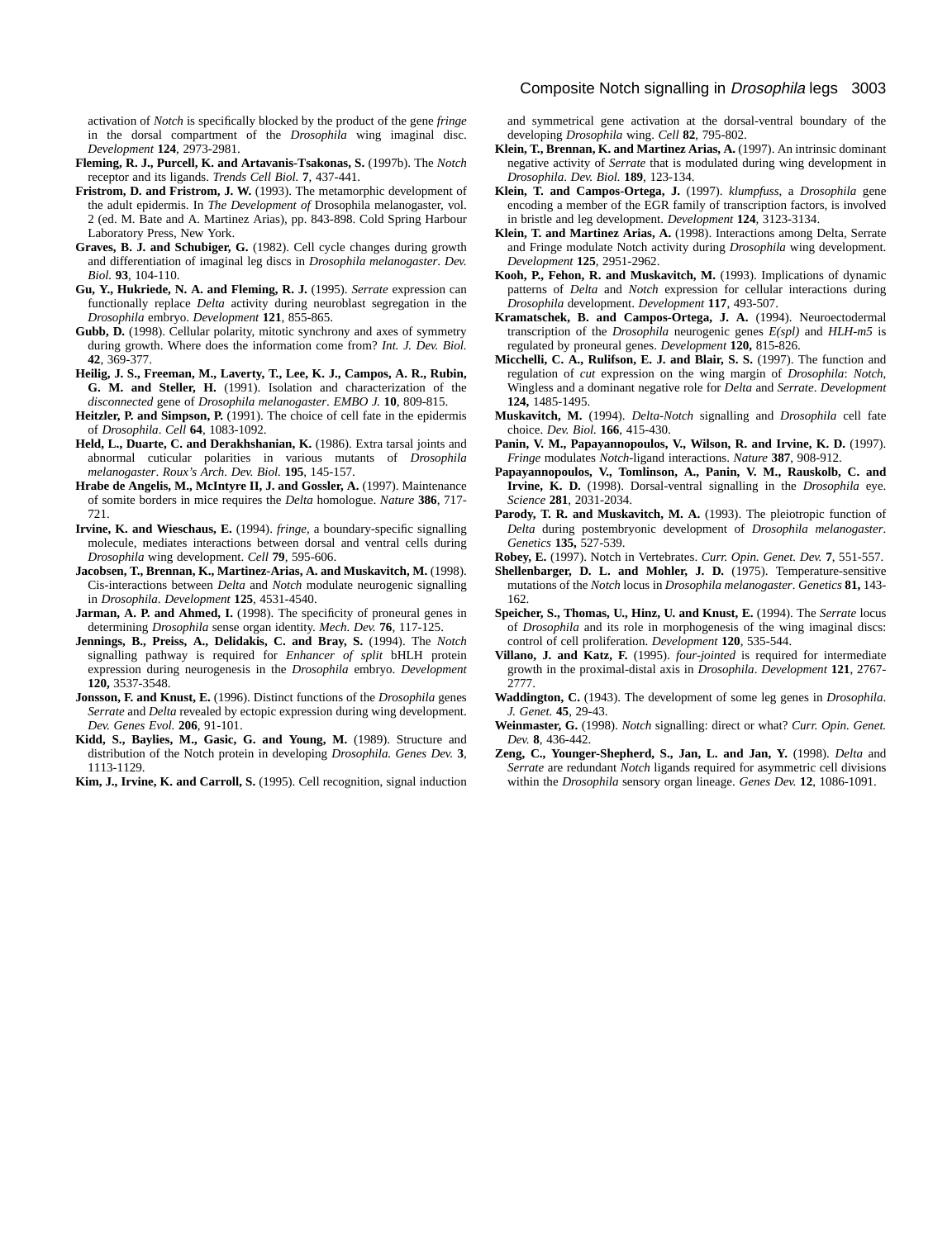activation of *Notch* is specifically blocked by the product of the gene *fringe* in the dorsal compartment of the *Drosophila* wing imaginal disc. *Development* **124**, 2973-2981.

**Fleming, R. J., Purcell, K. and Artavanis-Tsakonas, S.** (1997b). The *Notch* receptor and its ligands. *Trends Cell Biol.* **7**, 437-441.

**Fristrom, D. and Fristrom, J. W.** (1993). The metamorphic development of the adult epidermis. In *The Development of* Drosophila melanogaster, vol. 2 (ed. M. Bate and A. Martinez Arias), pp. 843-898. Cold Spring Harbour Laboratory Press, New York.

**Graves, B. J. and Schubiger, G.** (1982). Cell cycle changes during growth and differentiation of imaginal leg discs in *Drosophila melanogaster*. *Dev. Biol.* **93**, 104-110.

**Gu, Y., Hukriede, N. A. and Fleming, R. J.** (1995). *Serrate* expression can functionally replace *Delta* activity during neuroblast segregation in the *Drosophila* embryo. *Development* **121**, 855-865.

**Gubb, D.** (1998). Cellular polarity, mitotic synchrony and axes of symmetry during growth. Where does the information come from? *Int. J. Dev. Biol.* **42**, 369-377.

**Heilig, J. S., Freeman, M., Laverty, T., Lee, K. J., Campos, A. R., Rubin, G. M. and Steller, H.** (1991). Isolation and characterization of the *disconnected* gene of *Drosophila melanogaster*. *EMBO J.* **10**, 809-815.

**Heitzler, P. and Simpson, P.** (1991). The choice of cell fate in the epidermis of *Drosophila*. *Cell* **64**, 1083-1092.

**Held, L., Duarte, C. and Derakhshanian, K.** (1986). Extra tarsal joints and abnormal cuticular polarities in various mutants of *Drosophila melanogaster*. *Roux's Arch. Dev. Biol.* **195**, 145-157.

**Hrabe de Angelis, M., McIntyre II, J. and Gossler, A.** (1997). Maintenance of somite borders in mice requires the *Delta* homologue. *Nature* **386**, 717-721.

**Irvine, K. and Wieschaus, E.** (1994). *fringe*, a boundary-specific signalling molecule, mediates interactions between dorsal and ventral cells during *Drosophila* wing development. *Cell* **79**, 595-606.

**Jacobsen, T., Brennan, K., Martinez-Arias, A. and Muskavitch, M.** (1998). Cis-interactions between *Delta* and *Notch* modulate neurogenic signalling in *Drosophila*. *Development* **125**, 4531-4540.

**Jarman, A. P. and Ahmed, I.** (1998). The specificity of proneural genes in determining *Drosophila* sense organ identity. *Mech. Dev.* **76**, 117-125.

**Jennings, B., Preiss, A., Delidakis, C. and Bray, S.** (1994). The *Notch* signalling pathway is required for *Enhancer of split* bHLH protein expression during neurogenesis in the *Drosophila* embryo. *Development* **120,** 3537-3548.

**Jonsson, F. and Knust, E.** (1996). Distinct functions of the *Drosophila* genes *Serrate* and *Delta* revealed by ectopic expression during wing development. *Dev. Genes Evol.* **206**, 91-101.

**Kidd, S., Baylies, M., Gasic, G. and Young, M.** (1989). Structure and distribution of the Notch protein in developing *Drosophila. Genes Dev.* **3**, 1113-1129.

**Kim, J., Irvine, K. and Carroll, S.** (1995). Cell recognition, signal induction and symmetrical gene activation at the dorsal-ventral boundary of the developing *Drosophila* wing. *Cell* **82**, 795-802.

**Klein, T., Brennan, K. and Martinez Arias, A.** (1997). An intrinsic dominant negative activity of *Serrate* that is modulated during wing development in *Drosophila*. *Dev. Biol.* **189**, 123-134.

**Klein, T. and Campos-Ortega, J.** (1997). *klumpfuss*, a *Drosophila* gene encoding a member of the EGR family of transcription factors, is involved in bristle and leg development. *Development* **124**, 3123-3134.

**Klein, T. and Martinez Arias, A.** (1998). Interactions among Delta, Serrate and Fringe modulate Notch activity during *Drosophila* wing development. *Development* **125**, 2951-2962.

**Kooh, P., Fehon, R. and Muskavitch, M.** (1993). Implications of dynamic patterns of *Delta* and *Notch* expression for cellular interactions during *Drosophila* development. *Development* **117**, 493-507.

**Kramatschek, B. and Campos-Ortega, J. A.** (1994). Neuroectodermal transcription of the *Drosophila* neurogenic genes *E(spl)* and *HLH-m5* is regulated by proneural genes. *Development* **120,** 815-826.

**Micchelli, C. A., Rulifson, E. J. and Blair, S. S.** (1997). The function and regulation of *cut* expression on the wing margin of *Drosophila*: *Notch*, Wingless and a dominant negative role for *Delta* and *Serrate*. *Development* **124,** 1485-1495.

**Muskavitch, M.** (1994). *Delta-Notch* signalling and *Drosophila* cell fate choice. *Dev. Biol.* **166**, 415-430.

**Panin, V. M., Papayannopoulos, V., Wilson, R. and Irvine, K. D.** (1997). *Fringe* modulates *Notch*-ligand interactions. *Nature* **387**, 908-912.

**Papayannopoulos, V., Tomlinson, A., Panin, V. M., Rauskolb, C. and Irvine, K. D.** (1998). Dorsal-ventral signalling in the *Drosophila* eye. *Science* **281**, 2031-2034.

**Parody, T. R. and Muskavitch, M. A.** (1993). The pleiotropic function of *Delta* during postembryonic development of *Drosophila melanogaster*. *Genetics* **135,** 527-539.

**Robey, E.** (1997). Notch in Vertebrates. *Curr. Opin. Genet. Dev.* **7**, 551-557.

**Shellenbarger, D. L. and Mohler, J. D.** (1975). Temperature-sensitive mutations of the *Notch* locus in *Drosophila melanogaster*. *Genetics* **81,** 143-162.

**Speicher, S., Thomas, U., Hinz, U. and Knust, E.** (1994). The *Serrate* locus of *Drosophila* and its role in morphogenesis of the wing imaginal discs: control of cell proliferation. *Development* **120**, 535-544.

**Villano, J. and Katz, F.** (1995). *four-jointed* is required for intermediate growth in the proximal-distal axis in *Drosophila*. *Development* **121**, 2767-2777.

**Waddington, C.** (1943). The development of some leg genes in *Drosophila*. *J. Genet.* **45**, 29-43.

**Weinmaster, G.** (1998). *Notch* signalling: direct or what? *Curr. Opin. Genet. Dev.* **8**, 436-442.

**Zeng, C., Younger-Shepherd, S., Jan, L. and Jan, Y.** (1998). *Delta* and *Serrate* are redundant *Notch* ligands required for asymmetric cell divisions within the *Drosophila* sensory organ lineage. *Genes Dev.* **12**, 1086-1091.